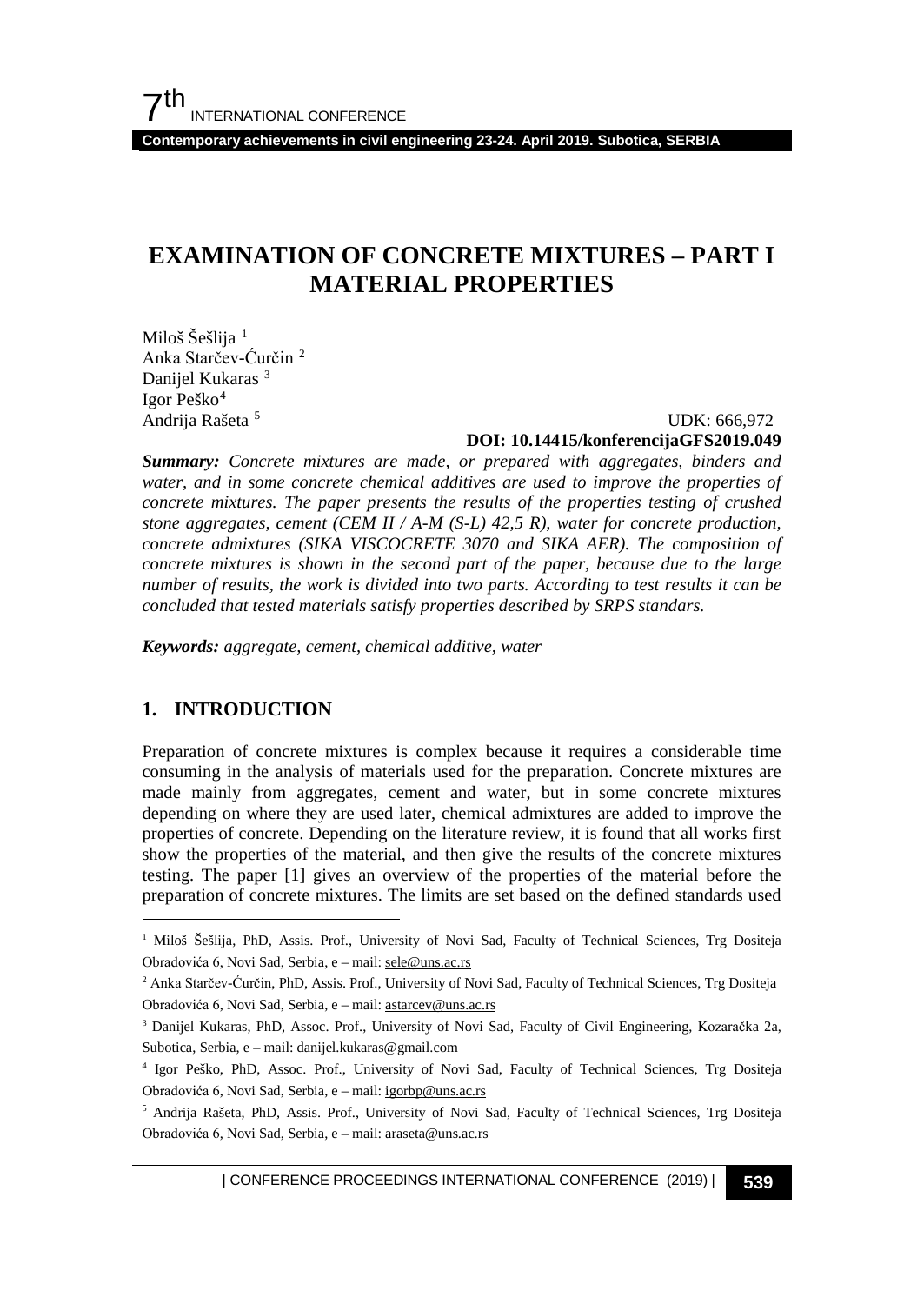# EXAMINATION OF CONCRETE MIXTURES – PART I MATERIAL PROPERTIES

Miloš Šešlija [1]
Anka Starčev-Ćurčin [2]
Danijel Kukaras [3]
Igor Peško [4]
Andrija Rašeta [5]

UDK: 666,972
**DOI: 10.14415/konferencijaGFS2019.049**

***Summary:*** *Concrete mixtures are made, or prepared with aggregates, binders and water, and in some concrete chemical additives are used to improve the properties of concrete mixtures. The paper presents the results of the properties testing of crushed stone aggregates, cement (CEM II / A-M (S-L) 42,5 R), water for concrete production, concrete admixtures (SIKA VISCOCRETE 3070 and SIKA AER). The composition of concrete mixtures is shown in the second part of the paper, because due to the large number of results, the work is divided into two parts. According to test results it can be concluded that tested materials satisfy properties described by SRPS standars.*

***Keywords:*** *aggregate, cement, chemical additive, water*

## 1. INTRODUCTION

Preparation of concrete mixtures is complex because it requires a considerable time consuming in the analysis of materials used for the preparation. Concrete mixtures are made mainly from aggregates, cement and water, but in some concrete mixtures depending on where they are used later, chemical admixtures are added to improve the properties of concrete. Depending on the literature review, it is found that all works first show the properties of the material, and then give the results of the concrete mixtures testing. The paper [1] gives an overview of the properties of the material before the preparation of concrete mixtures. The limits are set based on the defined standards used

---

[1] Miloš Šešlija, PhD, Assis. Prof., University of Novi Sad, Faculty of Technical Sciences, Trg Dositeja Obradovića 6, Novi Sad, Serbia, e – mail: sele@uns.ac.rs

[2] Anka Starčev-Ćurčin, PhD, Assis. Prof., University of Novi Sad, Faculty of Technical Sciences, Trg Dositeja Obradovića 6, Novi Sad, Serbia, e – mail: astarcev@uns.ac.rs

[3] Danijel Kukaras, PhD, Assoc. Prof., University of Novi Sad, Faculty of Civil Engineering, Kozaračka 2a, Subotica, Serbia, e – mail: danijel.kukaras@gmail.com

[4] Igor Peško, PhD, Assoc. Prof., University of Novi Sad, Faculty of Technical Sciences, Trg Dositeja Obradovića 6, Novi Sad, Serbia, e – mail: igorbp@uns.ac.rs

[5] Andrija Rašeta, PhD, Assis. Prof., University of Novi Sad, Faculty of Technical Sciences, Trg Dositeja Obradovića 6, Novi Sad, Serbia, e – mail: araseta@uns.ac.rs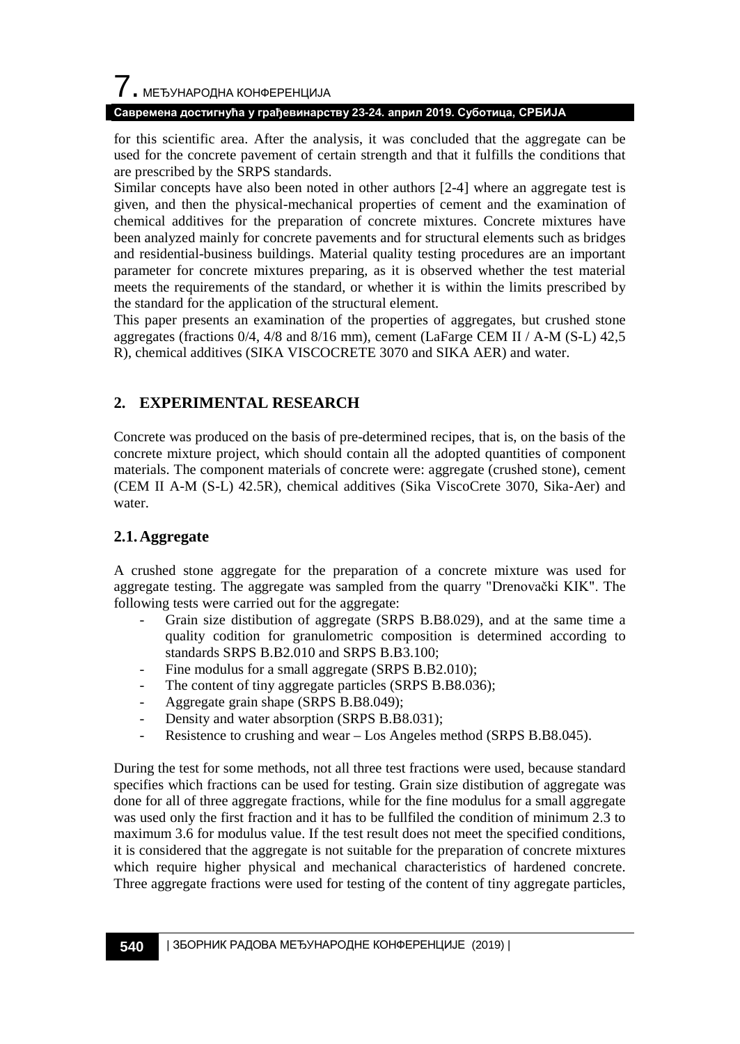for this scientific area. After the analysis, it was concluded that the aggregate can be used for the concrete pavement of certain strength and that it fulfills the conditions that are prescribed by the SRPS standards.

Similar concepts have also been noted in other authors [2-4] where an aggregate test is given, and then the physical-mechanical properties of cement and the examination of chemical additives for the preparation of concrete mixtures. Concrete mixtures have been analyzed mainly for concrete pavements and for structural elements such as bridges and residential-business buildings. Material quality testing procedures are an important parameter for concrete mixtures preparing, as it is observed whether the test material meets the requirements of the standard, or whether it is within the limits prescribed by the standard for the application of the structural element.

This paper presents an examination of the properties of aggregates, but crushed stone aggregates (fractions 0/4, 4/8 and 8/16 mm), cement (LaFarge CEM II / A-M (S-L) 42,5 R), chemical additives (SIKA VISCOCRETE 3070 and SIKA AER) and water.

## 2. EXPERIMENTAL RESEARCH

Concrete was produced on the basis of pre-determined recipes, that is, on the basis of the concrete mixture project, which should contain all the adopted quantities of component materials. The component materials of concrete were: aggregate (crushed stone), cement (CEM II A-M (S-L) 42.5R), chemical additives (Sika ViscoCrete 3070, Sika-Aer) and water.

### 2.1. Aggregate

A crushed stone aggregate for the preparation of a concrete mixture was used for aggregate testing. The aggregate was sampled from the quarry "Drenovački KIK". The following tests were carried out for the aggregate:

- Grain size distibution of aggregate (SRPS B.B8.029), and at the same time a quality codition for granulometric composition is determined according to standards SRPS B.B2.010 and SRPS B.B3.100;
- Fine modulus for a small aggregate (SRPS B.B2.010);
- The content of tiny aggregate particles (SRPS B.B8.036);
- Aggregate grain shape (SRPS B.B8.049);
- Density and water absorption (SRPS B.B8.031);
- Resistence to crushing and wear – Los Angeles method (SRPS B.B8.045).

During the test for some methods, not all three test fractions were used, because standard specifies which fractions can be used for testing. Grain size distibution of aggregate was done for all of three aggregate fractions, while for the fine modulus for a small aggregate was used only the first fraction and it has to be fullfiled the condition of minimum 2.3 to maximum 3.6 for modulus value. If the test result does not meet the specified conditions, it is considered that the aggregate is not suitable for the preparation of concrete mixtures which require higher physical and mechanical characteristics of hardened concrete. Three aggregate fractions were used for testing of the content of tiny aggregate particles,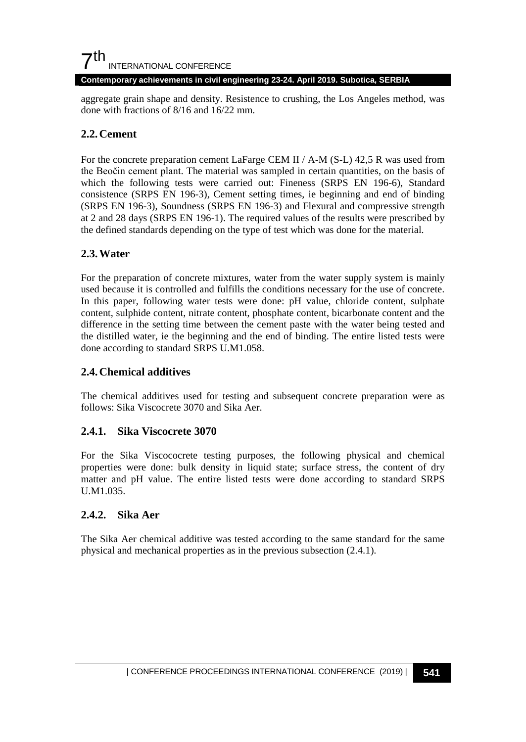aggregate grain shape and density. Resistence to crushing, the Los Angeles method, was done with fractions of 8/16 and 16/22 mm.

## 2.2. Cement

For the concrete preparation cement LaFarge CEM II / A-M (S-L) 42,5 R was used from the Beočin cement plant. The material was sampled in certain quantities, on the basis of which the following tests were carried out: Fineness (SRPS EN 196-6), Standard consistence (SRPS EN 196-3), Cement setting times, ie beginning and end of binding (SRPS EN 196-3), Soundness (SRPS EN 196-3) and Flexural and compressive strength at 2 and 28 days (SRPS EN 196-1). The required values of the results were prescribed by the defined standards depending on the type of test which was done for the material.

## 2.3. Water

For the preparation of concrete mixtures, water from the water supply system is mainly used because it is controlled and fulfills the conditions necessary for the use of concrete. In this paper, following water tests were done: pH value, chloride content, sulphate content, sulphide content, nitrate content, phosphate content, bicarbonate content and the difference in the setting time between the cement paste with the water being tested and the distilled water, ie the beginning and the end of binding. The entire listed tests were done according to standard SRPS U.M1.058.

## 2.4. Chemical additives

The chemical additives used for testing and subsequent concrete preparation were as follows: Sika Viscocrete 3070 and Sika Aer.

### 2.4.1. Sika Viscocrete 3070

For the Sika Viscococrete testing purposes, the following physical and chemical properties were done: bulk density in liquid state; surface stress, the content of dry matter and pH value. The entire listed tests were done according to standard SRPS U.M1.035.

### 2.4.2. Sika Aer

The Sika Aer chemical additive was tested according to the same standard for the same physical and mechanical properties as in the previous subsection (2.4.1).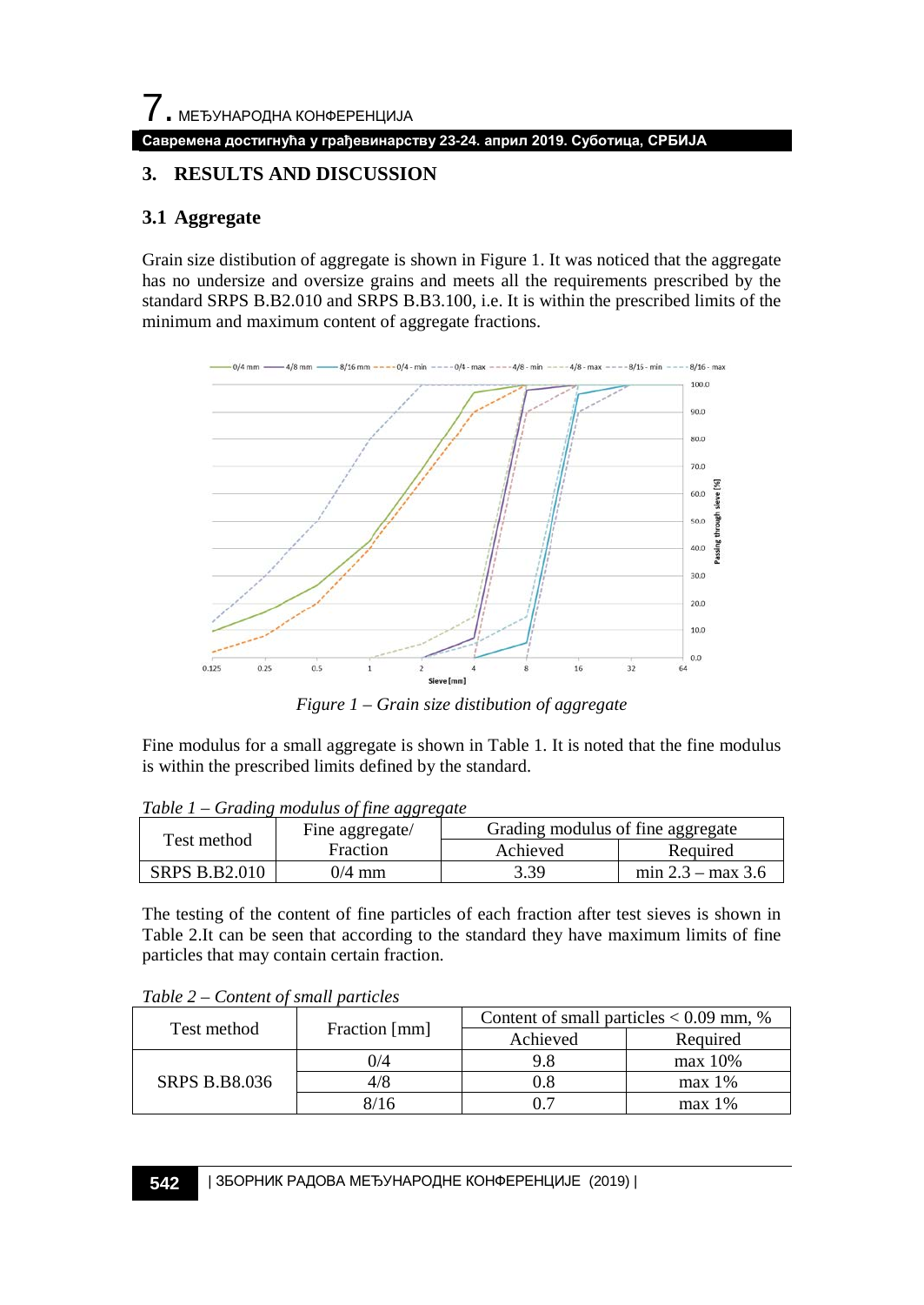## 3. RESULTS AND DISCUSSION

### 3.1 Aggregate

Grain size distibution of aggregate is shown in Figure 1. It was noticed that the aggregate has no undersize and oversize grains and meets all the requirements prescribed by the standard SRPS B.B2.010 and SRPS B.B3.100, i.e. It is within the prescribed limits of the minimum and maximum content of aggregate fractions.

*Figure 1 – Grain size distibution of aggregate*

Fine modulus for a small aggregate is shown in Table 1. It is noted that the fine modulus is within the prescribed limits defined by the standard.

*Table 1 – Grading modulus of fine aggregate*

| Test method | Fine aggregate/ Fraction | Grading modulus of fine aggregate | |
|---|---|---|---|
| | | Achieved | Required |
| SRPS B.B2.010 | 0/4 mm | 3.39 | min 2.3 – max 3.6 |

The testing of the content of fine particles of each fraction after test sieves is shown in Table 2.It can be seen that according to the standard they have maximum limits of fine particles that may contain certain fraction.

*Table 2 – Content of small particles*

| Test method | Fraction [mm] | Content of small particles < 0.09 mm, % | |
|---|---|---|---|
| | | Achieved | Required |
| SRPS B.B8.036 | 0/4 | 9.8 | max 10% |
| | 4/8 | 0.8 | max 1% |
| | 8/16 | 0.7 | max 1% |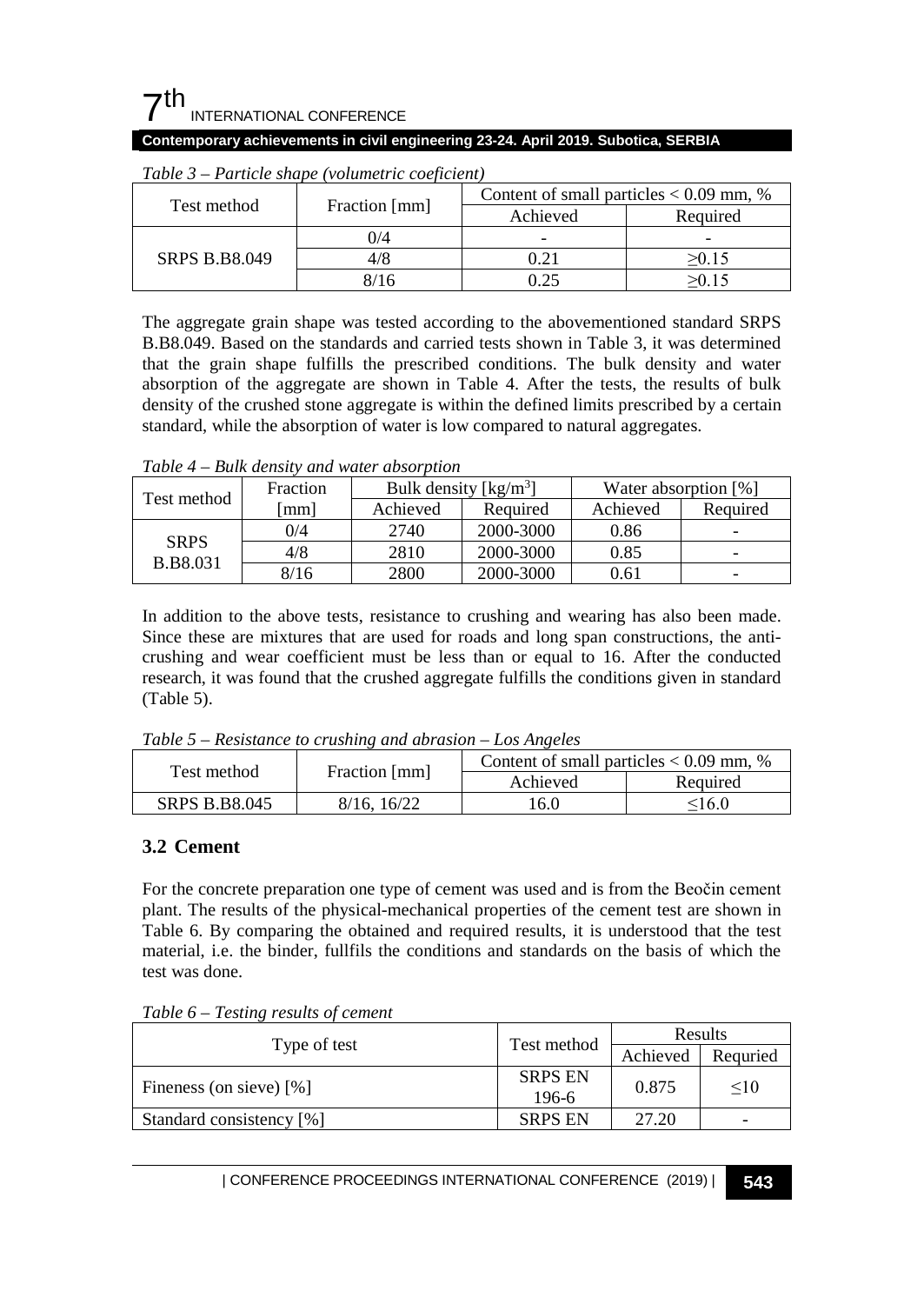*Table 3 – Particle shape (volumetric coeficient)*

| Test method | Fraction [mm] | Content of small particles < 0.09 mm, % | |
|---|---|---|---|
| | | Achieved | Required |
| SRPS B.B8.049 | 0/4 | - | - |
| | 4/8 | 0.21 | ≥0.15 |
| | 8/16 | 0.25 | ≥0.15 |

The aggregate grain shape was tested according to the abovementioned standard SRPS B.B8.049. Based on the standards and carried tests shown in Table 3, it was determined that the grain shape fulfills the prescribed conditions. The bulk density and water absorption of the aggregate are shown in Table 4. After the tests, the results of bulk density of the crushed stone aggregate is within the defined limits prescribed by a certain standard, while the absorption of water is low compared to natural aggregates.

*Table 4 – Bulk density and water absorption*

| Test method | Fraction [mm] | Bulk density [kg/m$^3$] | | Water absorption [%] | |
|---|---|---|---|---|---|
| | | Achieved | Required | Achieved | Required |
| SRPS B.B8.031 | 0/4 | 2740 | 2000-3000 | 0.86 | - |
| | 4/8 | 2810 | 2000-3000 | 0.85 | - |
| | 8/16 | 2800 | 2000-3000 | 0.61 | - |

In addition to the above tests, resistance to crushing and wearing has also been made. Since these are mixtures that are used for roads and long span constructions, the anti-crushing and wear coefficient must be less than or equal to 16. After the conducted research, it was found that the crushed aggregate fulfills the conditions given in standard (Table 5).

*Table 5 – Resistance to crushing and abrasion – Los Angeles*

| Test method | Fraction [mm] | Content of small particles < 0.09 mm, % | |
|---|---|---|---|
| | | Achieved | Required |
| SRPS B.B8.045 | 8/16, 16/22 | 16.0 | ≤16.0 |

## 3.2 Cement

For the concrete preparation one type of cement was used and is from the Beočin cement plant. The results of the physical-mechanical properties of the cement test are shown in Table 6. By comparing the obtained and required results, it is understood that the test material, i.e. the binder, fullfils the conditions and standards on the basis of which the test was done.

*Table 6 – Testing results of cement*

| Type of test | Test method | Results | |
|---|---|---|---|
| | | Achieved | Requried |
| Fineness (on sieve) [%] | SRPS EN 196-6 | 0.875 | ≤10 |
| Standard consistency [%] | SRPS EN | 27.20 | - |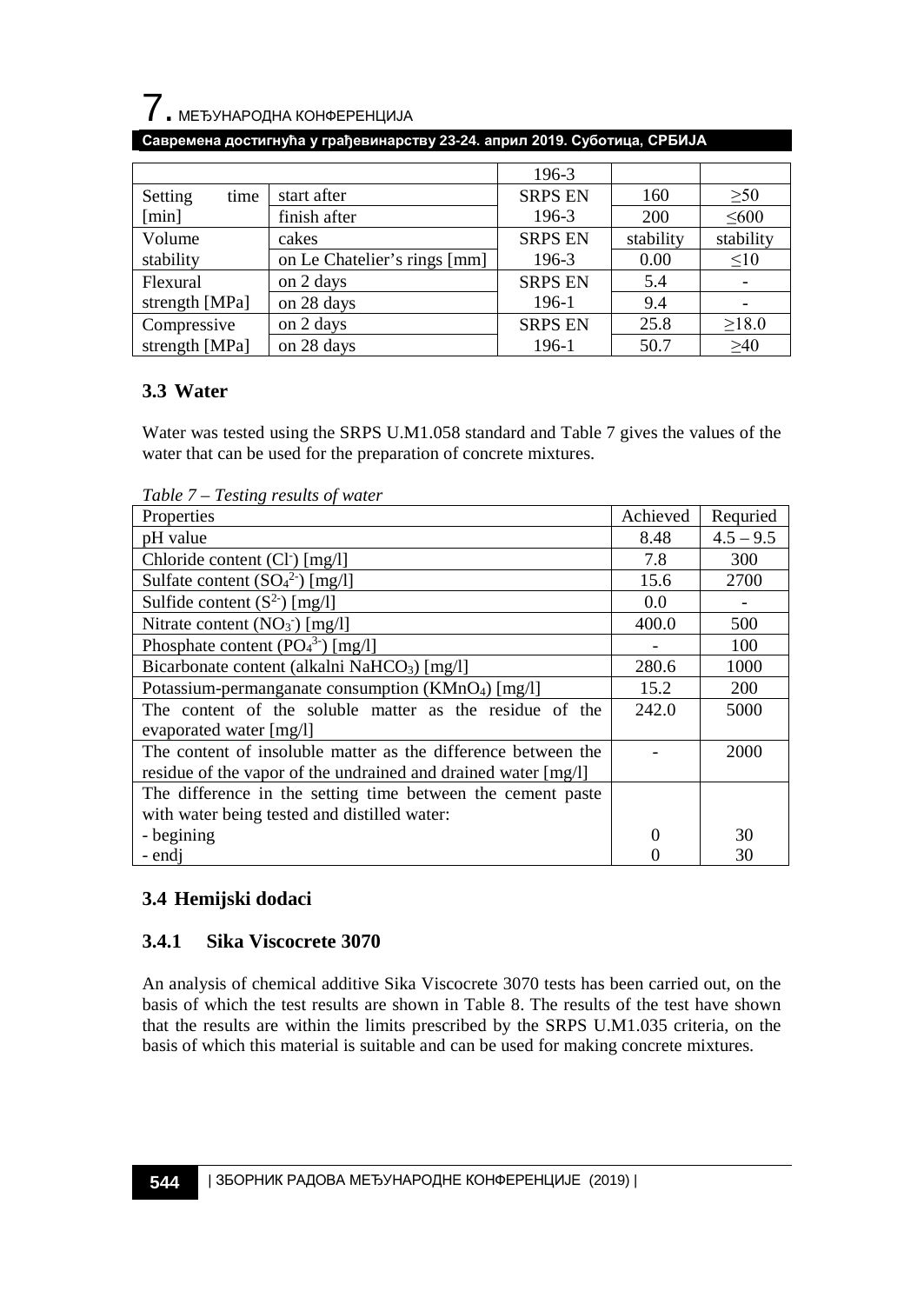|  |  | 196-3 |  |  |
|---|---|---|---|---|
| Setting time [min] | start after | SRPS EN 196-3 | 160 | ≥50 |
|  | finish after |  | 200 | ≤600 |
| Volume stability | cakes | SRPS EN 196-3 | stability | stability |
|  | on Le Chatelier's rings [mm] |  | 0.00 | ≤10 |
| Flexural strength [MPa] | on 2 days | SRPS EN 196-1 | 5.4 | - |
|  | on 28 days |  | 9.4 | - |
| Compressive strength [MPa] | on 2 days | SRPS EN 196-1 | 25.8 | ≥18.0 |
|  | on 28 days |  | 50.7 | ≥40 |

## 3.3 Water

Water was tested using the SRPS U.M1.058 standard and Table 7 gives the values of the water that can be used for the preparation of concrete mixtures.

*Table 7 – Testing results of water*

| Properties | Achieved | Requried |
|---|---|---|
| pH value | 8.48 | 4.5 – 9.5 |
| Chloride content ($Cl^-$) [mg/l] | 7.8 | 300 |
| Sulfate content ($SO_4^{2-}$) [mg/l] | 15.6 | 2700 |
| Sulfide content ($S^{2-}$) [mg/l] | 0.0 | - |
| Nitrate content ($NO_3^-$) [mg/l] | 400.0 | 500 |
| Phosphate content ($PO_4^{3-}$) [mg/l] | - | 100 |
| Bicarbonate content (alkalni $NaHCO_3$) [mg/l] | 280.6 | 1000 |
| Potassium-permanganate consumption ($KMnO_4$) [mg/l] | 15.2 | 200 |
| The content of the soluble matter as the residue of the evaporated water [mg/l] | 242.0 | 5000 |
| The content of insoluble matter as the difference between the residue of the vapor of the undrained and drained water [mg/l] | - | 2000 |
| The difference in the setting time between the cement paste with water being tested and distilled water: |  |  |
| - begining | 0 | 30 |
| - endj | 0 | 30 |

## 3.4 Hemijski dodaci

### 3.4.1 Sika Viscocrete 3070

An analysis of chemical additive Sika Viscocrete 3070 tests has been carried out, on the basis of which the test results are shown in Table 8. The results of the test have shown that the results are within the limits prescribed by the SRPS U.M1.035 criteria, on the basis of which this material is suitable and can be used for making concrete mixtures.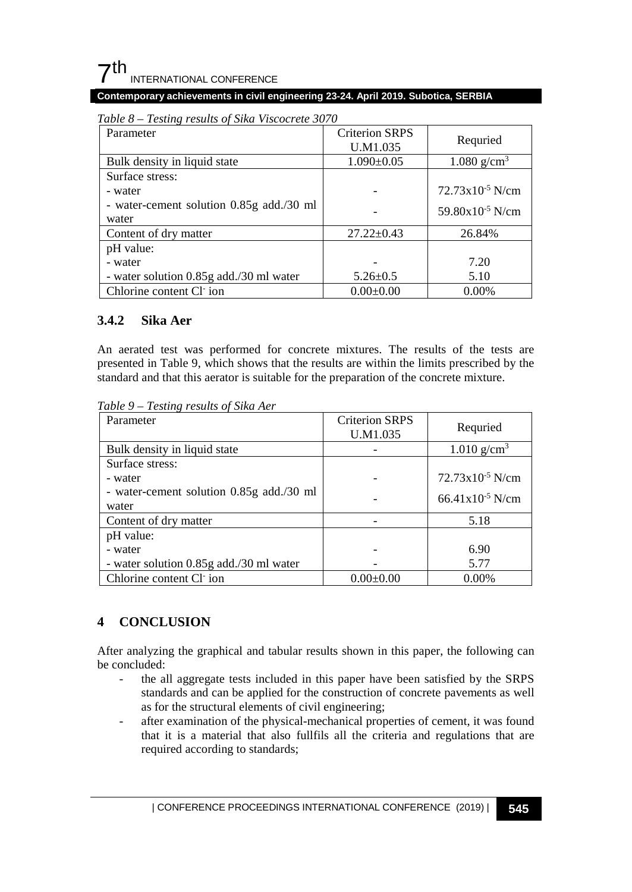*Table 8 – Testing results of Sika Viscocrete 3070*

| Parameter | Criterion SRPS U.M1.035 | Requried |
|---|---|---|
| Bulk density in liquid state | 1.090±0.05 | 1.080 g/cm$^3$ |
| Surface stress:<br>- water<br>- water-cement solution 0.85g add./30 ml water | <br>-<br>- | <br>72.73x10$^{-5}$ N/cm<br>59.80x10$^{-5}$ N/cm |
| Content of dry matter | 27.22±0.43 | 26.84% |
| pH value:<br>- water<br>- water solution 0.85g add./30 ml water | <br>-<br>5.26±0.5 | <br>7.20<br>5.10 |
| Chlorine content Cl$^-$ ion | 0.00±0.00 | 0.00% |

### 3.4.2 Sika Aer

An aerated test was performed for concrete mixtures. The results of the tests are presented in Table 9, which shows that the results are within the limits prescribed by the standard and that this aerator is suitable for the preparation of the concrete mixture.

*Table 9 – Testing results of Sika Aer*

| Parameter | Criterion SRPS U.M1.035 | Requried |
|---|---|---|
| Bulk density in liquid state | - | 1.010 g/cm$^3$ |
| Surface stress:<br>- water<br>- water-cement solution 0.85g add./30 ml water | <br>-<br>- | <br>72.73x10$^{-5}$ N/cm<br>66.41x10$^{-5}$ N/cm |
| Content of dry matter | - | 5.18 |
| pH value:<br>- water<br>- water solution 0.85g add./30 ml water | <br>-<br>- | <br>6.90<br>5.77 |
| Chlorine content Cl$^-$ ion | 0.00±0.00 | 0.00% |

## 4 CONCLUSION

After analyzing the graphical and tabular results shown in this paper, the following can be concluded:

- the all aggregate tests included in this paper have been satisfied by the SRPS standards and can be applied for the construction of concrete pavements as well as for the structural elements of civil engineering;
- after examination of the physical-mechanical properties of cement, it was found that it is a material that also fullfils all the criteria and regulations that are required according to standards;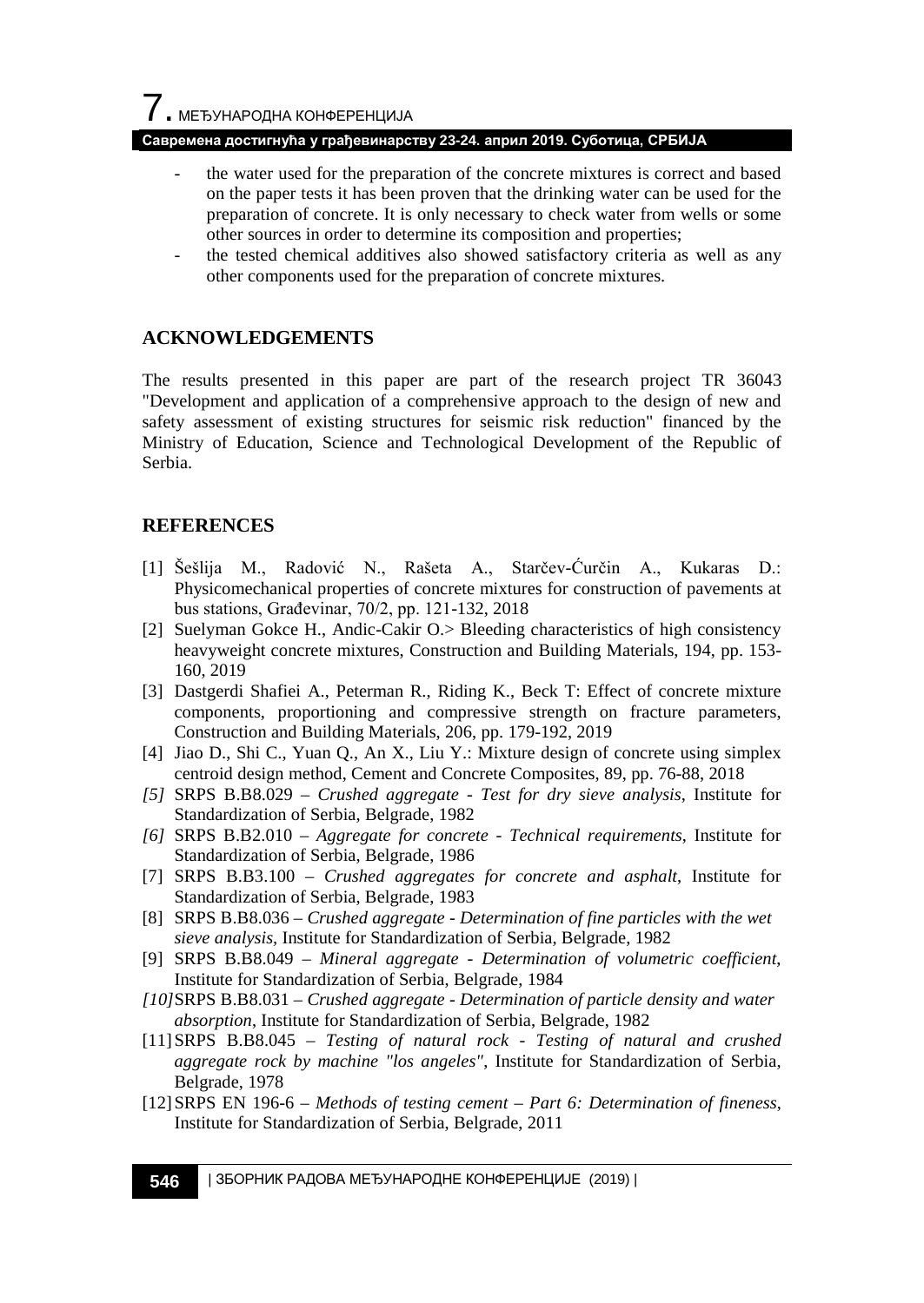- the water used for the preparation of the concrete mixtures is correct and based on the paper tests it has been proven that the drinking water can be used for the preparation of concrete. It is only necessary to check water from wells or some other sources in order to determine its composition and properties;
- the tested chemical additives also showed satisfactory criteria as well as any other components used for the preparation of concrete mixtures.

## ACKNOWLEDGEMENTS

The results presented in this paper are part of the research project TR 36043 "Development and application of a comprehensive approach to the design of new and safety assessment of existing structures for seismic risk reduction" financed by the Ministry of Education, Science and Technological Development of the Republic of Serbia.

## REFERENCES

[1] Šešlija M., Radović N., Rašeta A., Starčev-Ćurčin A., Kukaras D.: Physicomechanical properties of concrete mixtures for construction of pavements at bus stations, Građevinar, 70/2, pp. 121-132, 2018

[2] Suelyman Gokce H., Andic-Cakir O.> Bleeding characteristics of high consistency heavyweight concrete mixtures, Construction and Building Materials, 194, pp. 153-160, 2019

[3] Dastgerdi Shafiei A., Peterman R., Riding K., Beck T: Effect of concrete mixture components, proportioning and compressive strength on fracture parameters, Construction and Building Materials, 206, pp. 179-192, 2019

[4] Jiao D., Shi C., Yuan Q., An X., Liu Y.: Mixture design of concrete using simplex centroid design method, Cement and Concrete Composites, 89, pp. 76-88, 2018

*[5]* SRPS B.B8.029 – *Crushed aggregate - Test for dry sieve analysis*, Institute for Standardization of Serbia, Belgrade, 1982

*[6]* SRPS B.B2.010 – *Aggregate for concrete - Technical requirements*, Institute for Standardization of Serbia, Belgrade, 1986

[7] SRPS B.B3.100 – *Crushed aggregates for concrete and asphalt*, Institute for Standardization of Serbia, Belgrade, 1983

[8] SRPS B.B8.036 – *Crushed aggregate - Determination of fine particles with the wet sieve analysis*, Institute for Standardization of Serbia, Belgrade, 1982

[9] SRPS B.B8.049 – *Mineral aggregate - Determination of volumetric coefficient*, Institute for Standardization of Serbia, Belgrade, 1984

*[10]* SRPS B.B8.031 – *Crushed aggregate - Determination of particle density and water absorption*, Institute for Standardization of Serbia, Belgrade, 1982

[11] SRPS B.B8.045 – *Testing of natural rock - Testing of natural and crushed aggregate rock by machine "los angeles"*, Institute for Standardization of Serbia, Belgrade, 1978

[12] SRPS EN 196-6 – *Methods of testing cement – Part 6: Determination of fineness*, Institute for Standardization of Serbia, Belgrade, 2011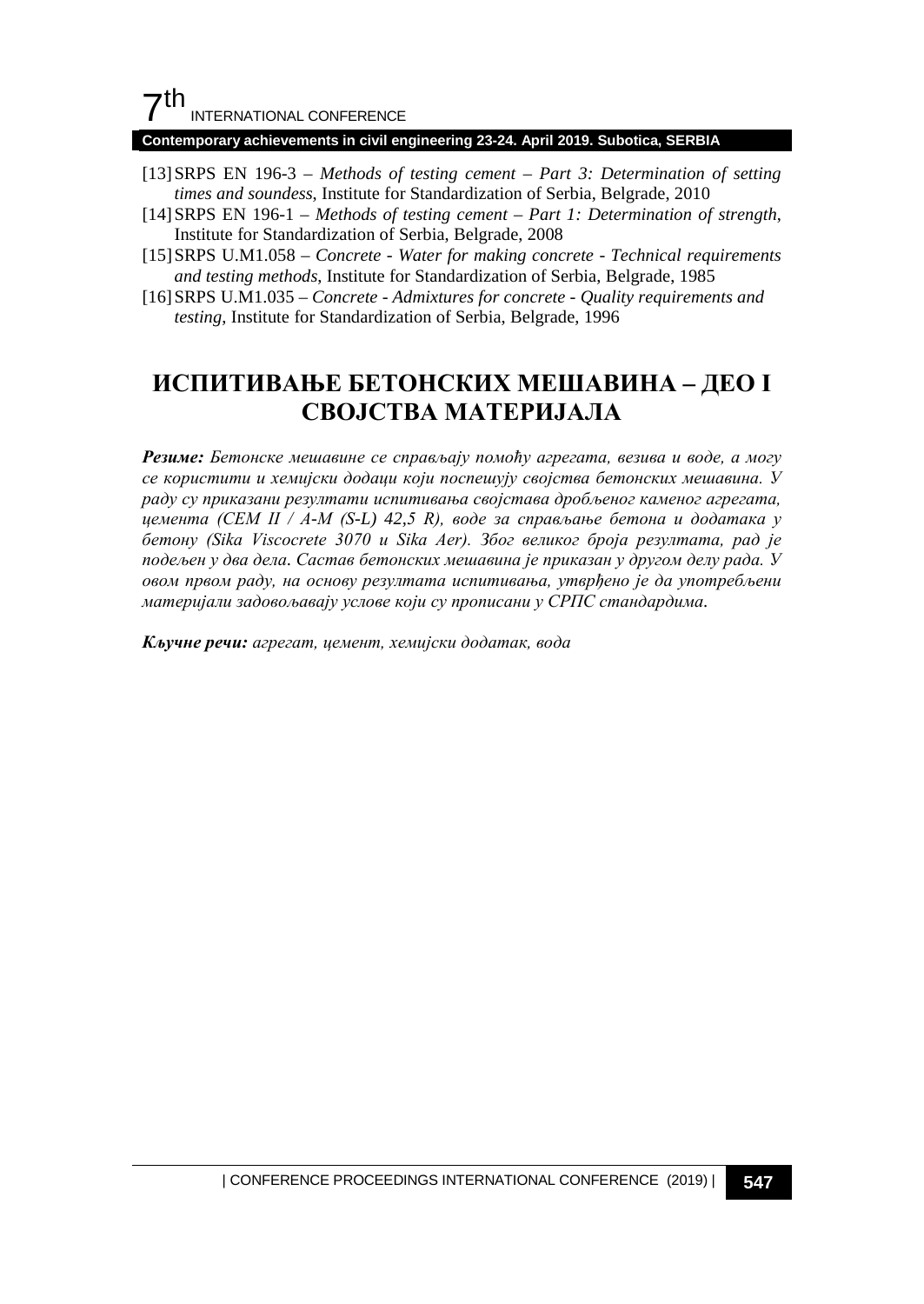[13] SRPS EN 196-3 – *Methods of testing cement – Part 3: Determination of setting times and soundess*, Institute for Standardization of Serbia, Belgrade, 2010

[14] SRPS EN 196-1 – *Methods of testing cement – Part 1: Determination of strength*, Institute for Standardization of Serbia, Belgrade, 2008

[15] SRPS U.M1.058 – *Concrete - Water for making concrete - Technical requirements and testing methods*, Institute for Standardization of Serbia, Belgrade, 1985

[16] SRPS U.M1.035 – *Concrete - Admixtures for concrete - Quality requirements and testing*, Institute for Standardization of Serbia, Belgrade, 1996

# ИСПИТИВАЊЕ БЕТОНСКИХ МЕШАВИНА – ДЕО I СВОЈСТВА МАТЕРИЈАЛА

***Резиме:*** *Бетонске мешавине се справљају помоћу агрегата, везива и воде, а могу се користити и хемијски додаци који поспешују својства бетонских мешавина. У раду су приказани резултати испитивања својстава дробљеног каменог агрегата, цемента (CEM II / A-M (S-L) 42,5 R), воде за справљање бетона и додатака у бетону (Sika Viscocrete 3070 и Sika Aer). Због великог броја резултата, рад је подељен у два дела. Састав бетонских мешавина је приказан у другом делу рада. У овом првом раду, на основу резултата испитивања, утврђено је да употребљени материјали задовољавају услове који су прописани у СРПС стандардима.*

***Кључне речи:*** *агрегат, цемент, хемијски додатак, вода*